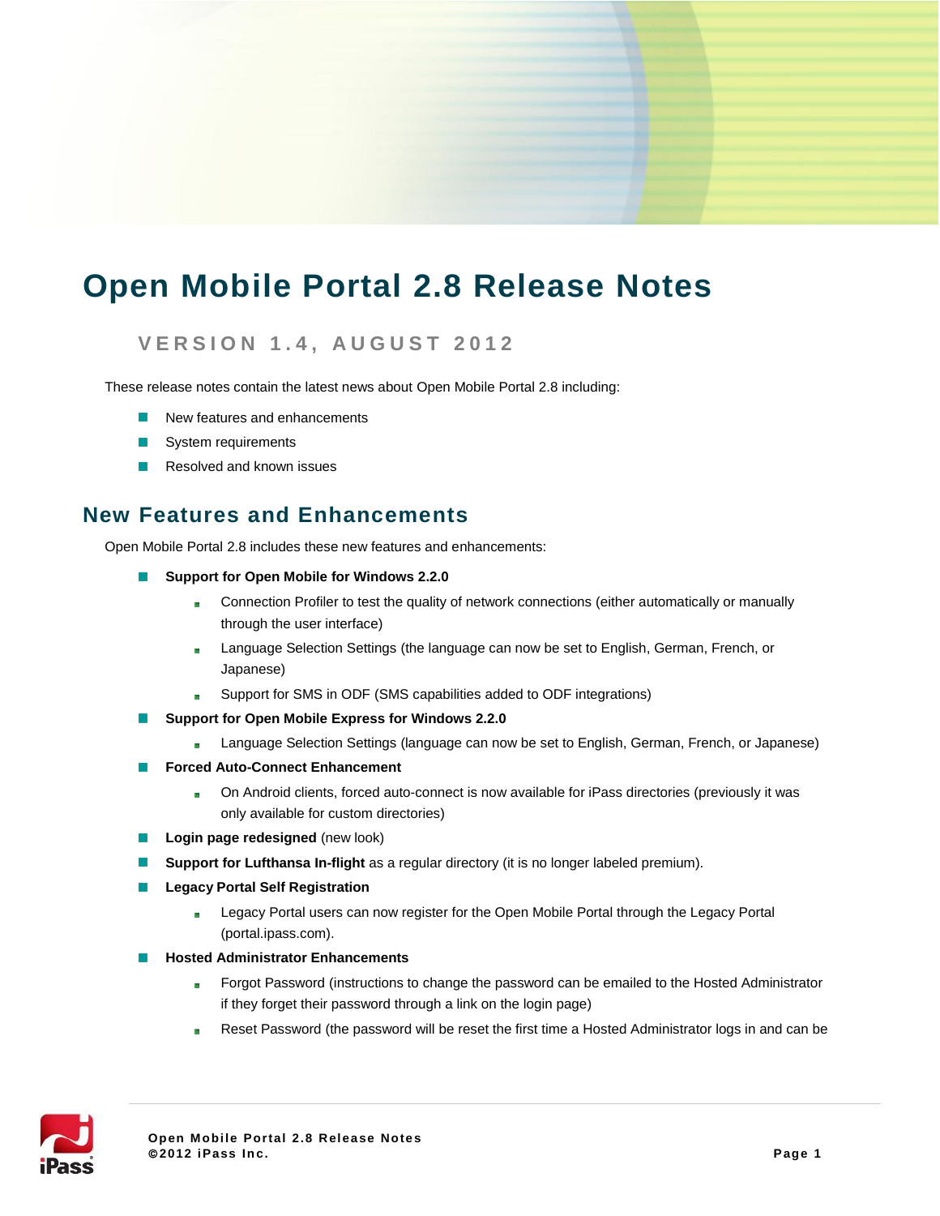# Open Mobile Portal 2.8 Release Notes

## VERSION 1.4, AUGUST 2012

These release notes contain the latest news about Open Mobile Portal 2.8 including:

- New features and enhancements
- System requirements
- Resolved and known issues

## New Features and Enhancements

Open Mobile Portal 2.8 includes these new features and enhancements:

- **Support for Open Mobile for Windows 2.2.0**
  - Connection Profiler to test the quality of network connections (either automatically or manually through the user interface)
  - Language Selection Settings (the language can now be set to English, German, French, or Japanese)
  - Support for SMS in ODF (SMS capabilities added to ODF integrations)
- **Support for Open Mobile Express for Windows 2.2.0**
  - Language Selection Settings (language can now be set to English, German, French, or Japanese)
- **Forced Auto-Connect Enhancement**
  - On Android clients, forced auto-connect is now available for iPass directories (previously it was only available for custom directories)
- **Login page redesigned** (new look)
- **Support for Lufthansa In-flight** as a regular directory (it is no longer labeled premium).
- **Legacy Portal Self Registration**
  - Legacy Portal users can now register for the Open Mobile Portal through the Legacy Portal (portal.ipass.com).
- **Hosted Administrator Enhancements**
  - Forgot Password (instructions to change the password can be emailed to the Hosted Administrator if they forget their password through a link on the login page)
  - Reset Password (the password will be reset the first time a Hosted Administrator logs in and can be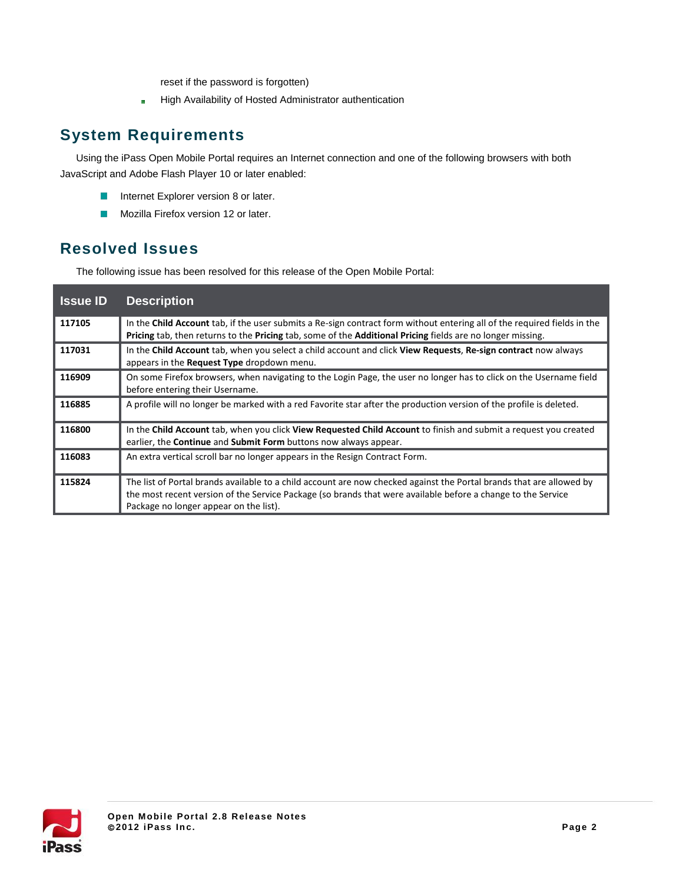reset if the password is forgotten)

- High Availability of Hosted Administrator authentication

## System Requirements

Using the iPass Open Mobile Portal requires an Internet connection and one of the following browsers with both JavaScript and Adobe Flash Player 10 or later enabled:

- Internet Explorer version 8 or later.
- Mozilla Firefox version 12 or later.

## Resolved Issues

The following issue has been resolved for this release of the Open Mobile Portal:

| Issue ID | Description |
| --- | --- |
| **117105** | In the **Child Account** tab, if the user submits a Re-sign contract form without entering all of the required fields in the **Pricing** tab, then returns to the **Pricing** tab, some of the **Additional Pricing** fields are no longer missing. |
| **117031** | In the **Child Account** tab, when you select a child account and click **View Requests**, **Re-sign contract** now always appears in the **Request Type** dropdown menu. |
| **116909** | On some Firefox browsers, when navigating to the Login Page, the user no longer has to click on the Username field before entering their Username. |
| **116885** | A profile will no longer be marked with a red Favorite star after the production version of the profile is deleted. |
| **116800** | In the **Child Account** tab, when you click **View Requested Child Account** to finish and submit a request you created earlier, the **Continue** and **Submit Form** buttons now always appear. |
| **116083** | An extra vertical scroll bar no longer appears in the Resign Contract Form. |
| **115824** | The list of Portal brands available to a child account are now checked against the Portal brands that are allowed by the most recent version of the Service Package (so brands that were available before a change to the Service Package no longer appear on the list). |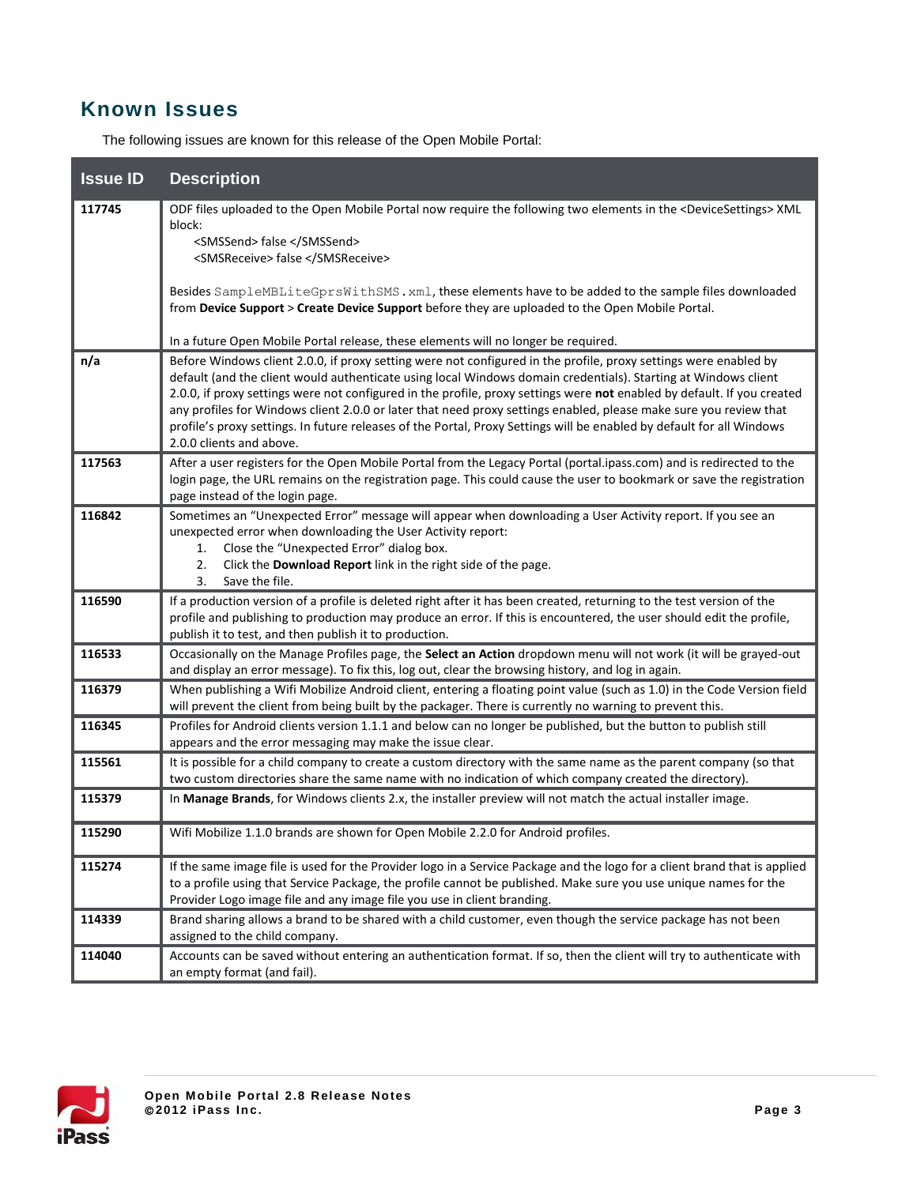## Known Issues

The following issues are known for this release of the Open Mobile Portal:

| Issue ID | Description |
|---|---|
| **117745** | ODF files uploaded to the Open Mobile Portal now require the following two elements in the <DeviceSettings> XML block:<br>&lt;SMSSend&gt; false &lt;/SMSSend&gt;<br>&lt;SMSReceive&gt; false &lt;/SMSReceive&gt;<br><br>Besides `SampleMBLiteGprsWithSMS.xml`, these elements have to be added to the sample files downloaded from **Device Support** > **Create Device Support** before they are uploaded to the Open Mobile Portal.<br><br>In a future Open Mobile Portal release, these elements will no longer be required. |
| **n/a** | Before Windows client 2.0.0, if proxy setting were not configured in the profile, proxy settings were enabled by default (and the client would authenticate using local Windows domain credentials). Starting at Windows client 2.0.0, if proxy settings were not configured in the profile, proxy settings were **not** enabled by default. If you created any profiles for Windows client 2.0.0 or later that need proxy settings enabled, please make sure you review that profile's proxy settings. In future releases of the Portal, Proxy Settings will be enabled by default for all Windows 2.0.0 clients and above. |
| **117563** | After a user registers for the Open Mobile Portal from the Legacy Portal (portal.ipass.com) and is redirected to the login page, the URL remains on the registration page. This could cause the user to bookmark or save the registration page instead of the login page. |
| **116842** | Sometimes an "Unexpected Error" message will appear when downloading a User Activity report. If you see an unexpected error when downloading the User Activity report:<br>1. Close the "Unexpected Error" dialog box.<br>2. Click the **Download Report** link in the right side of the page.<br>3. Save the file. |
| **116590** | If a production version of a profile is deleted right after it has been created, returning to the test version of the profile and publishing to production may produce an error. If this is encountered, the user should edit the profile, publish it to test, and then publish it to production. |
| **116533** | Occasionally on the Manage Profiles page, the **Select an Action** dropdown menu will not work (it will be grayed-out and display an error message). To fix this, log out, clear the browsing history, and log in again. |
| **116379** | When publishing a Wifi Mobilize Android client, entering a floating point value (such as 1.0) in the Code Version field will prevent the client from being built by the packager. There is currently no warning to prevent this. |
| **116345** | Profiles for Android clients version 1.1.1 and below can no longer be published, but the button to publish still appears and the error messaging may make the issue clear. |
| **115561** | It is possible for a child company to create a custom directory with the same name as the parent company (so that two custom directories share the same name with no indication of which company created the directory). |
| **115379** | In **Manage Brands**, for Windows clients 2.x, the installer preview will not match the actual installer image. |
| **115290** | Wifi Mobilize 1.1.0 brands are shown for Open Mobile 2.2.0 for Android profiles. |
| **115274** | If the same image file is used for the Provider logo in a Service Package and the logo for a client brand that is applied to a profile using that Service Package, the profile cannot be published. Make sure you use unique names for the Provider Logo image file and any image file you use in client branding. |
| **114339** | Brand sharing allows a brand to be shared with a child customer, even though the service package has not been assigned to the child company. |
| **114040** | Accounts can be saved without entering an authentication format. If so, then the client will try to authenticate with an empty format (and fail). |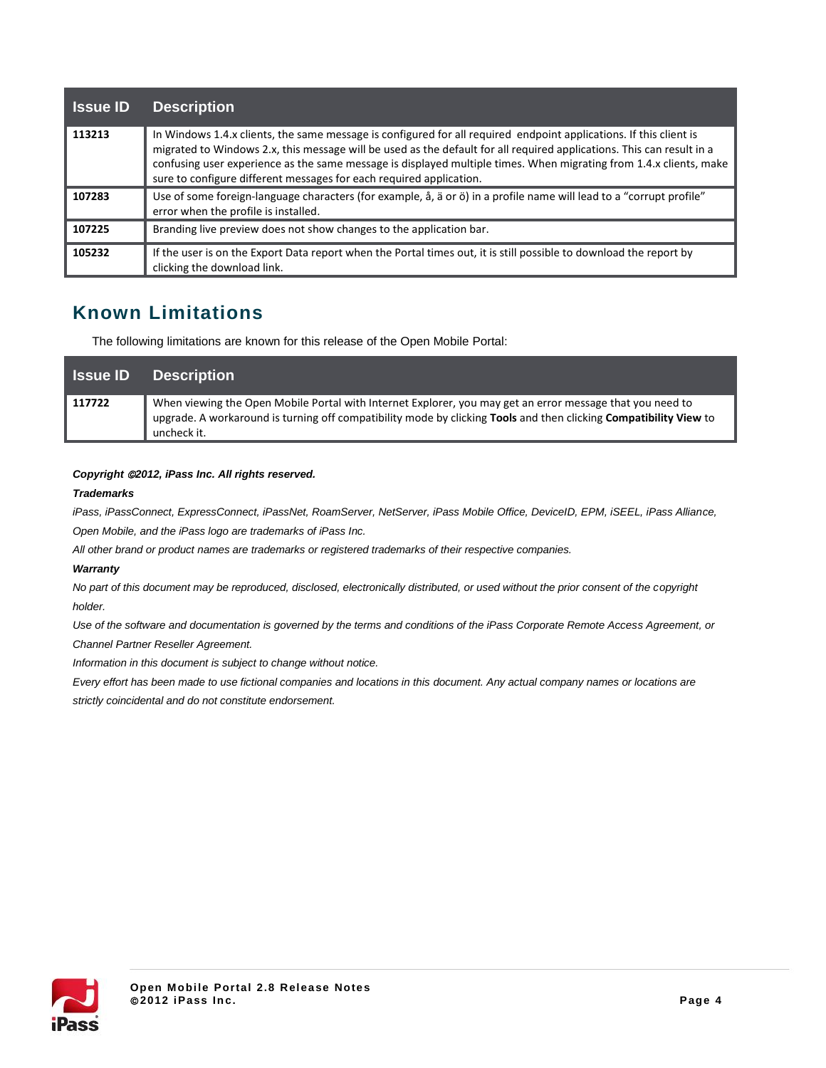| Issue ID | Description |
|---|---|
| 113213 | In Windows 1.4.x clients, the same message is configured for all required endpoint applications. If this client is migrated to Windows 2.x, this message will be used as the default for all required applications. This can result in a confusing user experience as the same message is displayed multiple times. When migrating from 1.4.x clients, make sure to configure different messages for each required application. |
| 107283 | Use of some foreign-language characters (for example, å, ä or ö) in a profile name will lead to a "corrupt profile" error when the profile is installed. |
| 107225 | Branding live preview does not show changes to the application bar. |
| 105232 | If the user is on the Export Data report when the Portal times out, it is still possible to download the report by clicking the download link. |

## Known Limitations

The following limitations are known for this release of the Open Mobile Portal:

| Issue ID | Description |
|---|---|
| 117722 | When viewing the Open Mobile Portal with Internet Explorer, you may get an error message that you need to upgrade. A workaround is turning off compatibility mode by clicking **Tools** and then clicking **Compatibility View** to uncheck it. |

***Copyright ©2012, iPass Inc. All rights reserved.***

***Trademarks***

*iPass, iPassConnect, ExpressConnect, iPassNet, RoamServer, NetServer, iPass Mobile Office, DeviceID, EPM, iSEEL, iPass Alliance, Open Mobile, and the iPass logo are trademarks of iPass Inc.*

*All other brand or product names are trademarks or registered trademarks of their respective companies.*

***Warranty***

*No part of this document may be reproduced, disclosed, electronically distributed, or used without the prior consent of the copyright holder.*

*Use of the software and documentation is governed by the terms and conditions of the iPass Corporate Remote Access Agreement, or Channel Partner Reseller Agreement.*

*Information in this document is subject to change without notice.*

*Every effort has been made to use fictional companies and locations in this document. Any actual company names or locations are strictly coincidental and do not constitute endorsement.*